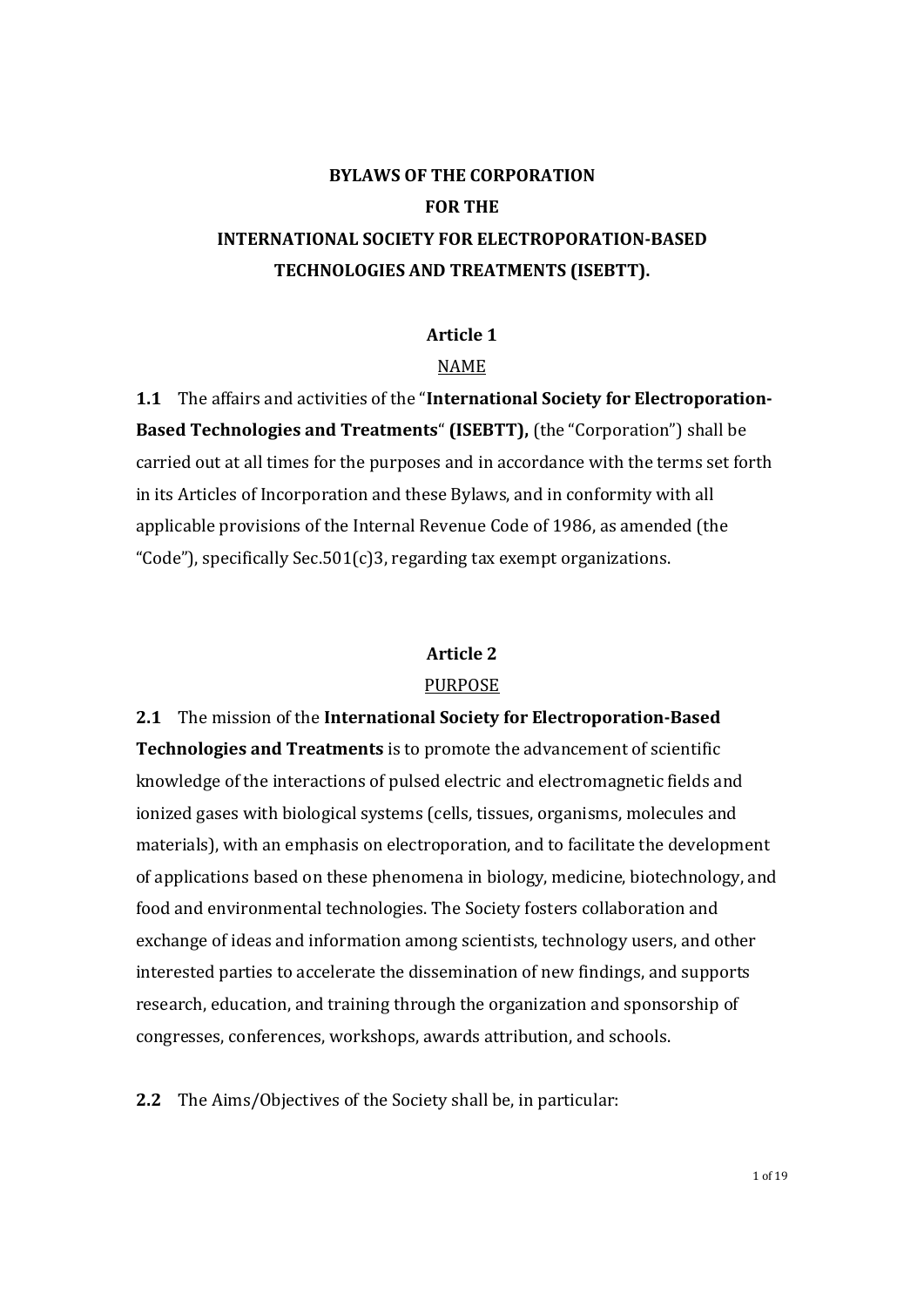# BYLAWS OF THE CORPORATION
# FOR THE
# INTERNATIONAL SOCIETY FOR ELECTROPORATION-BASED TECHNOLOGIES AND TREATMENTS (ISEBTT).

## Article 1

### NAME

**1.1** The affairs and activities of the "**International Society for Electroporation-Based Technologies and Treatments**" **(ISEBTT),** (the "Corporation") shall be carried out at all times for the purposes and in accordance with the terms set forth in its Articles of Incorporation and these Bylaws, and in conformity with all applicable provisions of the Internal Revenue Code of 1986, as amended (the "Code"), specifically Sec.501(c)3, regarding tax exempt organizations.

## Article 2

### PURPOSE

**2.1** The mission of the **International Society for Electroporation-Based Technologies and Treatments** is to promote the advancement of scientific knowledge of the interactions of pulsed electric and electromagnetic fields and ionized gases with biological systems (cells, tissues, organisms, molecules and materials), with an emphasis on electroporation, and to facilitate the development of applications based on these phenomena in biology, medicine, biotechnology, and food and environmental technologies. The Society fosters collaboration and exchange of ideas and information among scientists, technology users, and other interested parties to accelerate the dissemination of new findings, and supports research, education, and training through the organization and sponsorship of congresses, conferences, workshops, awards attribution, and schools.

**2.2** The Aims/Objectives of the Society shall be, in particular: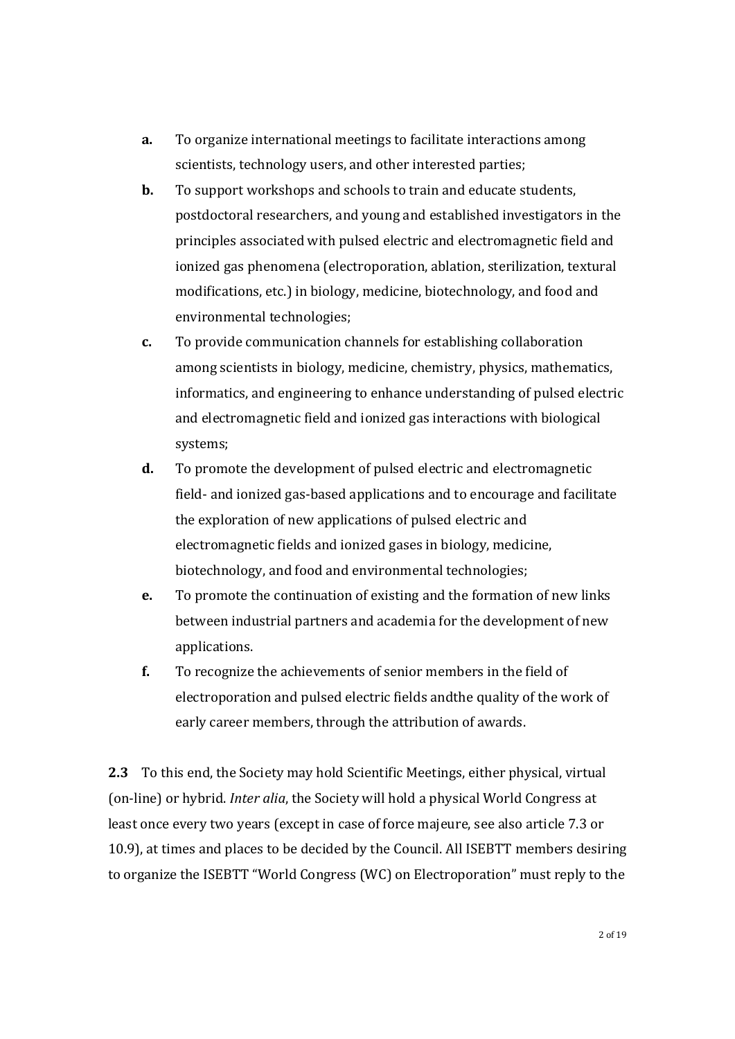**a.** To organize international meetings to facilitate interactions among scientists, technology users, and other interested parties;

**b.** To support workshops and schools to train and educate students, postdoctoral researchers, and young and established investigators in the principles associated with pulsed electric and electromagnetic field and ionized gas phenomena (electroporation, ablation, sterilization, textural modifications, etc.) in biology, medicine, biotechnology, and food and environmental technologies;

**c.** To provide communication channels for establishing collaboration among scientists in biology, medicine, chemistry, physics, mathematics, informatics, and engineering to enhance understanding of pulsed electric and electromagnetic field and ionized gas interactions with biological systems;

**d.** To promote the development of pulsed electric and electromagnetic field- and ionized gas-based applications and to encourage and facilitate the exploration of new applications of pulsed electric and electromagnetic fields and ionized gases in biology, medicine, biotechnology, and food and environmental technologies;

**e.** To promote the continuation of existing and the formation of new links between industrial partners and academia for the development of new applications.

**f.** To recognize the achievements of senior members in the field of electroporation and pulsed electric fields andthe quality of the work of early career members, through the attribution of awards.

**2.3** To this end, the Society may hold Scientific Meetings, either physical, virtual (on-line) or hybrid. *Inter alia*, the Society will hold a physical World Congress at least once every two years (except in case of force majeure, see also article 7.3 or 10.9), at times and places to be decided by the Council. All ISEBTT members desiring to organize the ISEBTT "World Congress (WC) on Electroporation" must reply to the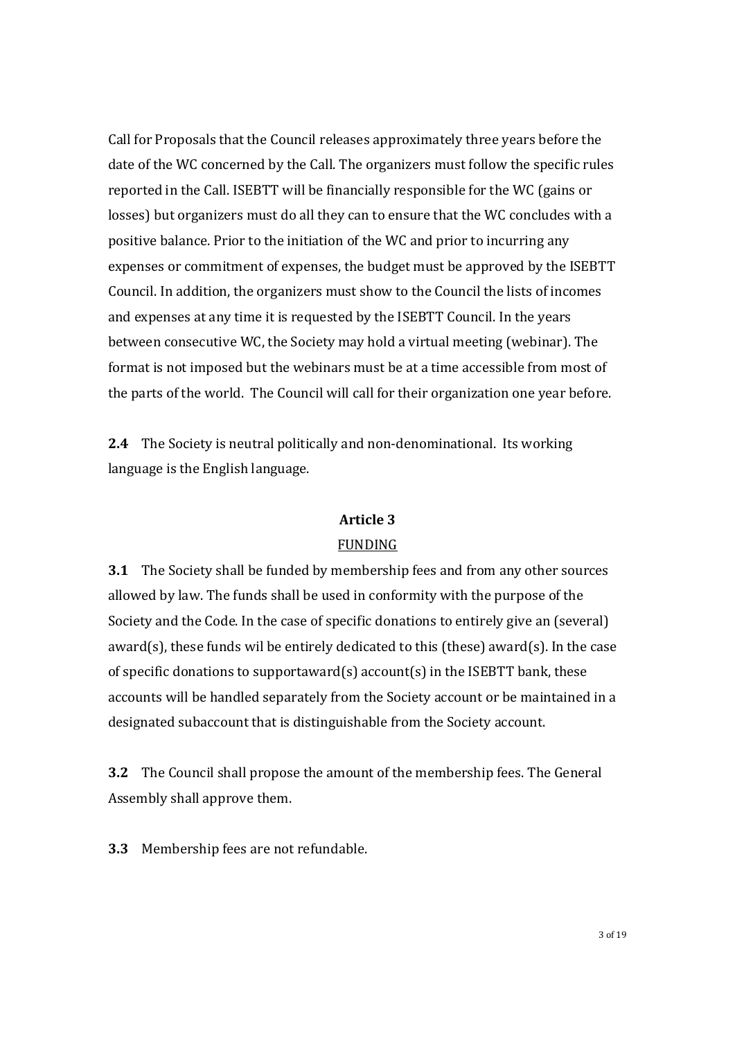Call for Proposals that the Council releases approximately three years before the date of the WC concerned by the Call. The organizers must follow the specific rules reported in the Call. ISEBTT will be financially responsible for the WC (gains or losses) but organizers must do all they can to ensure that the WC concludes with a positive balance. Prior to the initiation of the WC and prior to incurring any expenses or commitment of expenses, the budget must be approved by the ISEBTT Council. In addition, the organizers must show to the Council the lists of incomes and expenses at any time it is requested by the ISEBTT Council. In the years between consecutive WC, the Society may hold a virtual meeting (webinar). The format is not imposed but the webinars must be at a time accessible from most of the parts of the world. The Council will call for their organization one year before.

**2.4** The Society is neutral politically and non-denominational. Its working language is the English language.

## Article 3

### FUNDING

**3.1** The Society shall be funded by membership fees and from any other sources allowed by law. The funds shall be used in conformity with the purpose of the Society and the Code. In the case of specific donations to entirely give an (several) award(s), these funds wil be entirely dedicated to this (these) award(s). In the case of specific donations to supportaward(s) account(s) in the ISEBTT bank, these accounts will be handled separately from the Society account or be maintained in a designated subaccount that is distinguishable from the Society account.

**3.2** The Council shall propose the amount of the membership fees. The General Assembly shall approve them.

**3.3** Membership fees are not refundable.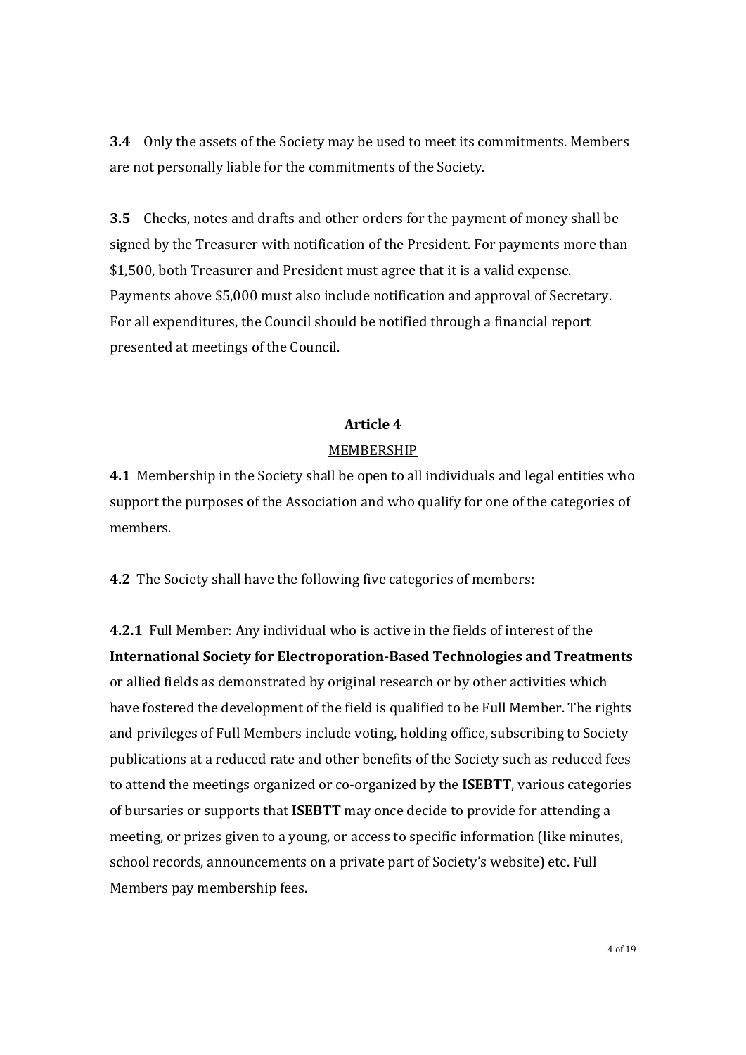**3.4** Only the assets of the Society may be used to meet its commitments. Members are not personally liable for the commitments of the Society.

**3.5** Checks, notes and drafts and other orders for the payment of money shall be signed by the Treasurer with notification of the President. For payments more than $1,500, both Treasurer and President must agree that it is a valid expense. Payments above $5,000 must also include notification and approval of Secretary. For all expenditures, the Council should be notified through a financial report presented at meetings of the Council.

## Article 4

## MEMBERSHIP

**4.1** Membership in the Society shall be open to all individuals and legal entities who support the purposes of the Association and who qualify for one of the categories of members.

**4.2** The Society shall have the following five categories of members:

**4.2.1** Full Member: Any individual who is active in the fields of interest of the **International Society for Electroporation-Based Technologies and Treatments** or allied fields as demonstrated by original research or by other activities which have fostered the development of the field is qualified to be Full Member. The rights and privileges of Full Members include voting, holding office, subscribing to Society publications at a reduced rate and other benefits of the Society such as reduced fees to attend the meetings organized or co-organized by the **ISEBTT**, various categories of bursaries or supports that **ISEBTT** may once decide to provide for attending a meeting, or prizes given to a young, or access to specific information (like minutes, school records, announcements on a private part of Society's website) etc. Full Members pay membership fees.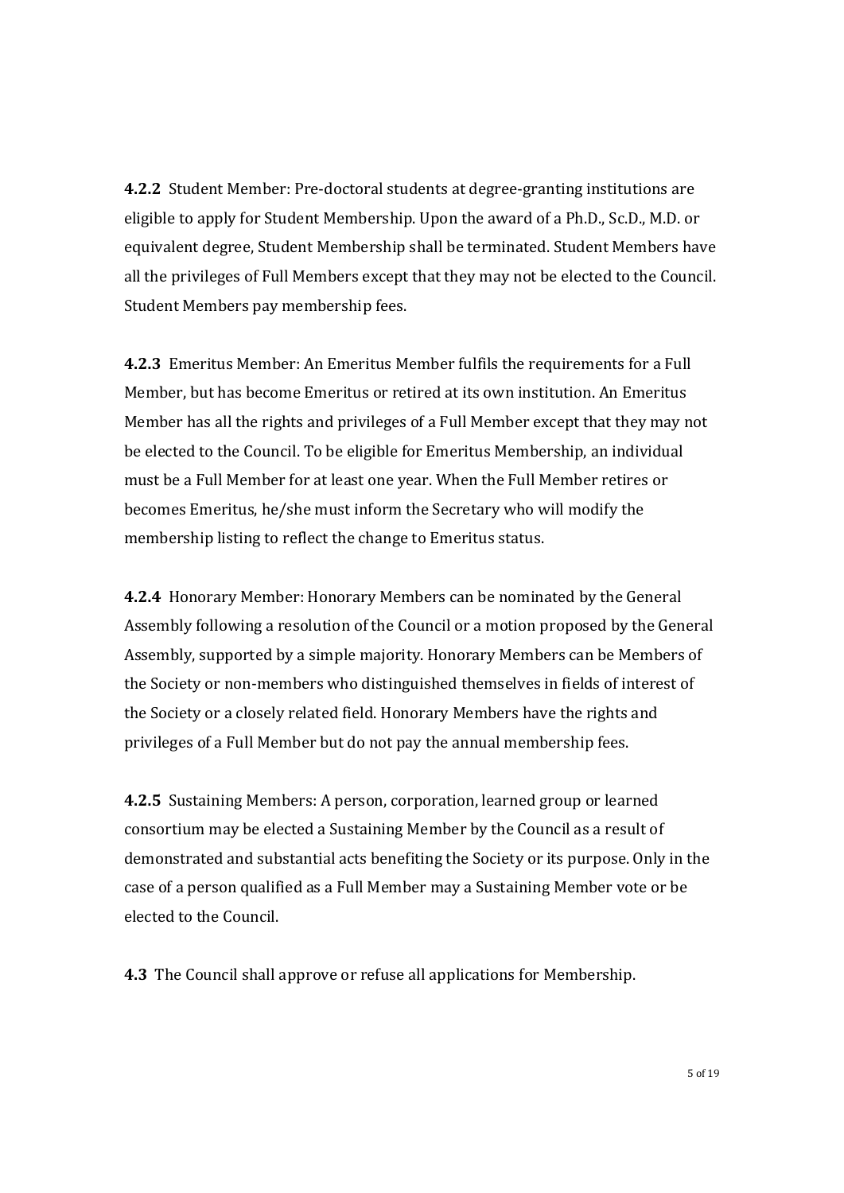**4.2.2** Student Member: Pre-doctoral students at degree-granting institutions are eligible to apply for Student Membership. Upon the award of a Ph.D., Sc.D., M.D. or equivalent degree, Student Membership shall be terminated. Student Members have all the privileges of Full Members except that they may not be elected to the Council. Student Members pay membership fees.

**4.2.3** Emeritus Member: An Emeritus Member fulfils the requirements for a Full Member, but has become Emeritus or retired at its own institution. An Emeritus Member has all the rights and privileges of a Full Member except that they may not be elected to the Council. To be eligible for Emeritus Membership, an individual must be a Full Member for at least one year. When the Full Member retires or becomes Emeritus, he/she must inform the Secretary who will modify the membership listing to reflect the change to Emeritus status.

**4.2.4** Honorary Member: Honorary Members can be nominated by the General Assembly following a resolution of the Council or a motion proposed by the General Assembly, supported by a simple majority. Honorary Members can be Members of the Society or non-members who distinguished themselves in fields of interest of the Society or a closely related field. Honorary Members have the rights and privileges of a Full Member but do not pay the annual membership fees.

**4.2.5** Sustaining Members: A person, corporation, learned group or learned consortium may be elected a Sustaining Member by the Council as a result of demonstrated and substantial acts benefiting the Society or its purpose. Only in the case of a person qualified as a Full Member may a Sustaining Member vote or be elected to the Council.

**4.3** The Council shall approve or refuse all applications for Membership.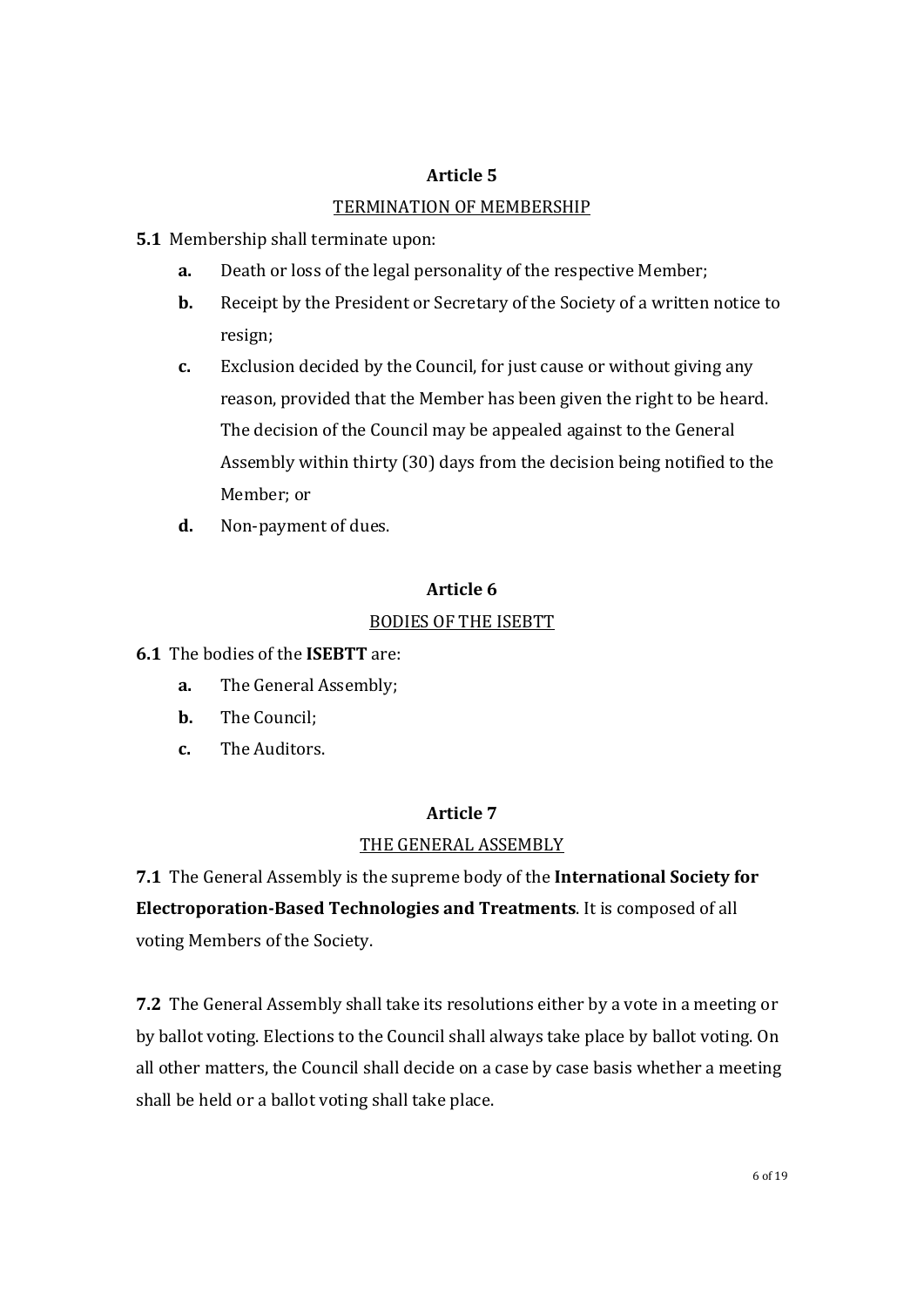## Article 5

TERMINATION OF MEMBERSHIP

**5.1** Membership shall terminate upon:

- **a.** Death or loss of the legal personality of the respective Member;
- **b.** Receipt by the President or Secretary of the Society of a written notice to resign;
- **c.** Exclusion decided by the Council, for just cause or without giving any reason, provided that the Member has been given the right to be heard. The decision of the Council may be appealed against to the General Assembly within thirty (30) days from the decision being notified to the Member; or
- **d.** Non-payment of dues.

## Article 6

BODIES OF THE ISEBTT

**6.1** The bodies of the **ISEBTT** are:

- **a.** The General Assembly;
- **b.** The Council;
- **c.** The Auditors.

## Article 7

THE GENERAL ASSEMBLY

**7.1** The General Assembly is the supreme body of the **International Society for Electroporation-Based Technologies and Treatments**. It is composed of all voting Members of the Society.

**7.2** The General Assembly shall take its resolutions either by a vote in a meeting or by ballot voting. Elections to the Council shall always take place by ballot voting. On all other matters, the Council shall decide on a case by case basis whether a meeting shall be held or a ballot voting shall take place.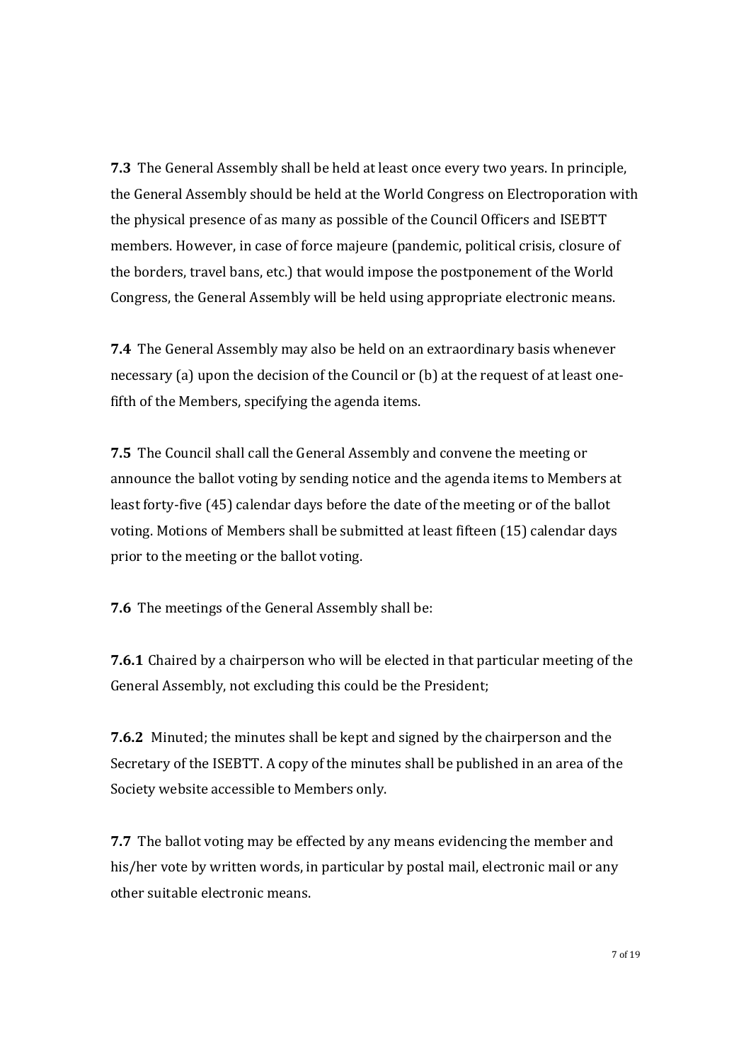**7.3** The General Assembly shall be held at least once every two years. In principle, the General Assembly should be held at the World Congress on Electroporation with the physical presence of as many as possible of the Council Officers and ISEBTT members. However, in case of force majeure (pandemic, political crisis, closure of the borders, travel bans, etc.) that would impose the postponement of the World Congress, the General Assembly will be held using appropriate electronic means.

**7.4** The General Assembly may also be held on an extraordinary basis whenever necessary (a) upon the decision of the Council or (b) at the request of at least one-fifth of the Members, specifying the agenda items.

**7.5** The Council shall call the General Assembly and convene the meeting or announce the ballot voting by sending notice and the agenda items to Members at least forty-five (45) calendar days before the date of the meeting or of the ballot voting. Motions of Members shall be submitted at least fifteen (15) calendar days prior to the meeting or the ballot voting.

**7.6** The meetings of the General Assembly shall be:

**7.6.1** Chaired by a chairperson who will be elected in that particular meeting of the General Assembly, not excluding this could be the President;

**7.6.2** Minuted; the minutes shall be kept and signed by the chairperson and the Secretary of the ISEBTT. A copy of the minutes shall be published in an area of the Society website accessible to Members only.

**7.7** The ballot voting may be effected by any means evidencing the member and his/her vote by written words, in particular by postal mail, electronic mail or any other suitable electronic means.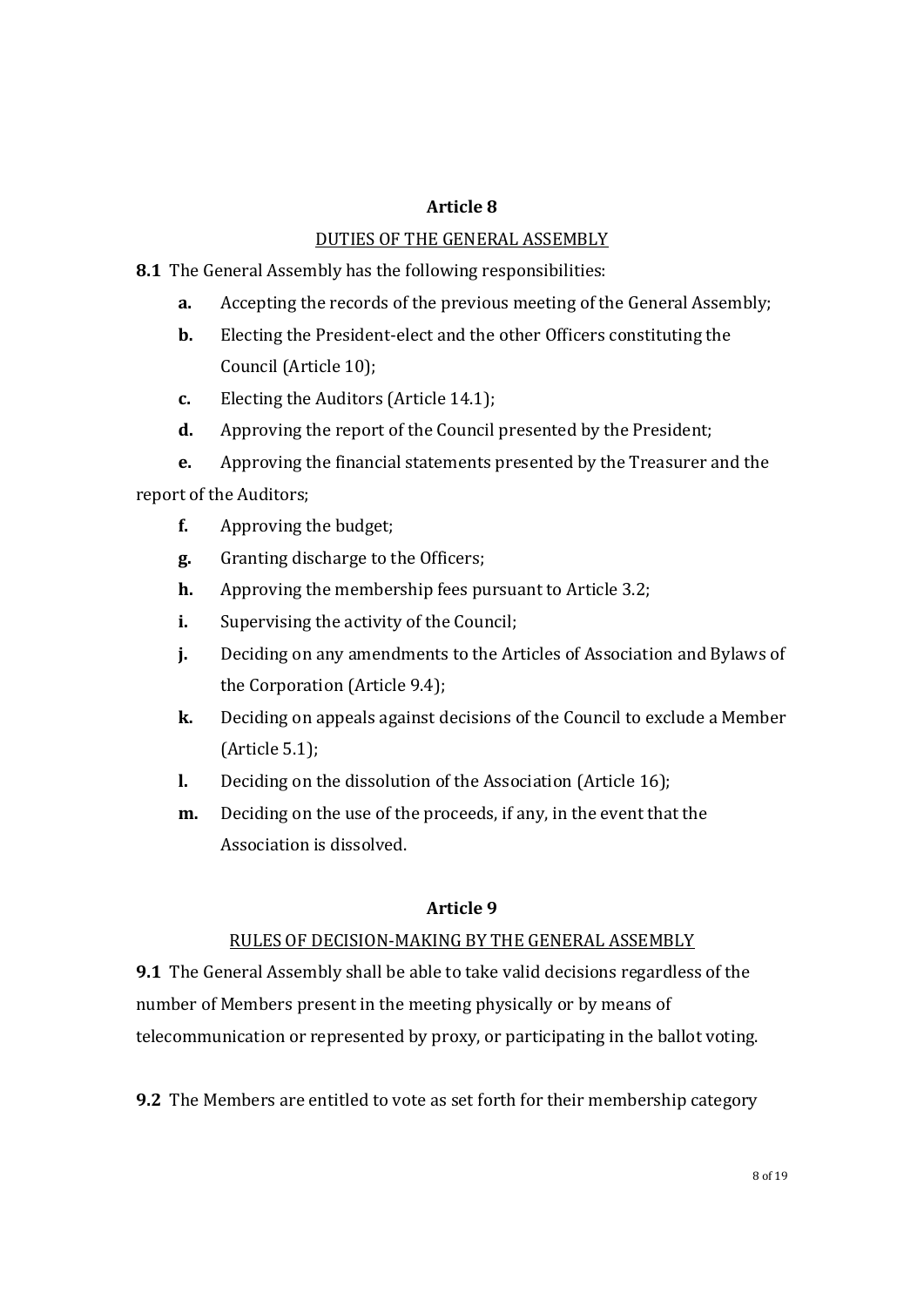## Article 8

DUTIES OF THE GENERAL ASSEMBLY

**8.1** The General Assembly has the following responsibilities:

- **a.** Accepting the records of the previous meeting of the General Assembly;
- **b.** Electing the President-elect and the other Officers constituting the Council (Article 10);
- **c.** Electing the Auditors (Article 14.1);
- **d.** Approving the report of the Council presented by the President;
- **e.** Approving the financial statements presented by the Treasurer and the report of the Auditors;
- **f.** Approving the budget;
- **g.** Granting discharge to the Officers;
- **h.** Approving the membership fees pursuant to Article 3.2;
- **i.** Supervising the activity of the Council;
- **j.** Deciding on any amendments to the Articles of Association and Bylaws of the Corporation (Article 9.4);
- **k.** Deciding on appeals against decisions of the Council to exclude a Member (Article 5.1);
- **l.** Deciding on the dissolution of the Association (Article 16);
- **m.** Deciding on the use of the proceeds, if any, in the event that the Association is dissolved.

## Article 9

RULES OF DECISION-MAKING BY THE GENERAL ASSEMBLY

**9.1** The General Assembly shall be able to take valid decisions regardless of the number of Members present in the meeting physically or by means of telecommunication or represented by proxy, or participating in the ballot voting.

**9.2** The Members are entitled to vote as set forth for their membership category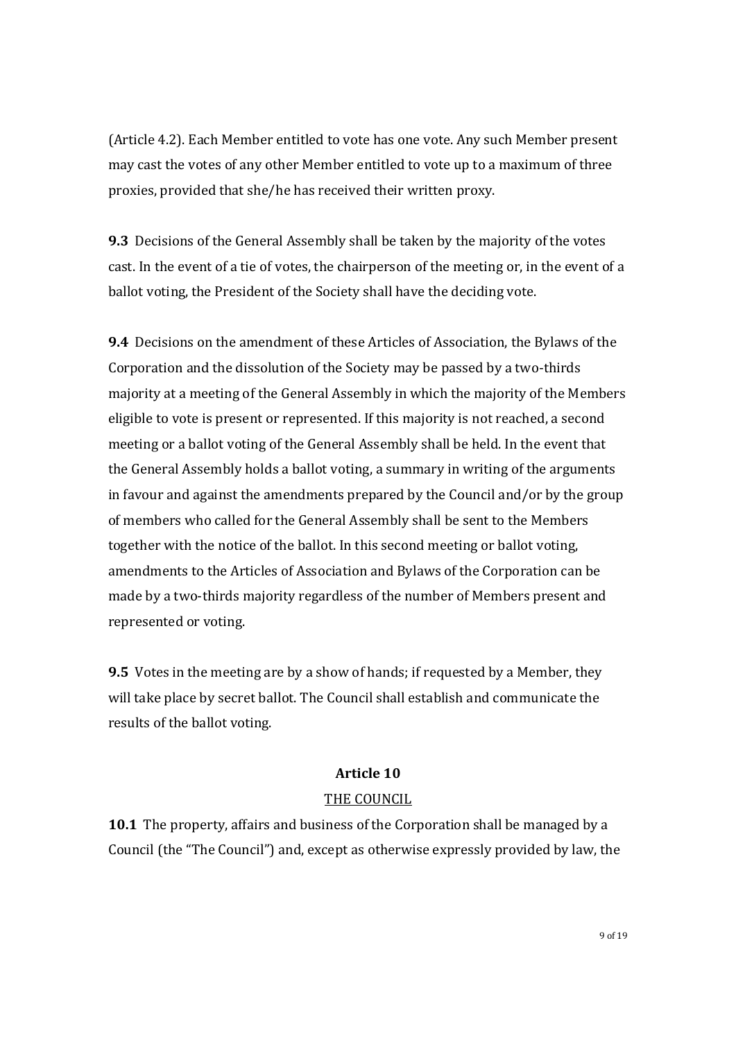(Article 4.2). Each Member entitled to vote has one vote. Any such Member present may cast the votes of any other Member entitled to vote up to a maximum of three proxies, provided that she/he has received their written proxy.

**9.3** Decisions of the General Assembly shall be taken by the majority of the votes cast. In the event of a tie of votes, the chairperson of the meeting or, in the event of a ballot voting, the President of the Society shall have the deciding vote.

**9.4** Decisions on the amendment of these Articles of Association, the Bylaws of the Corporation and the dissolution of the Society may be passed by a two-thirds majority at a meeting of the General Assembly in which the majority of the Members eligible to vote is present or represented. If this majority is not reached, a second meeting or a ballot voting of the General Assembly shall be held. In the event that the General Assembly holds a ballot voting, a summary in writing of the arguments in favour and against the amendments prepared by the Council and/or by the group of members who called for the General Assembly shall be sent to the Members together with the notice of the ballot. In this second meeting or ballot voting, amendments to the Articles of Association and Bylaws of the Corporation can be made by a two-thirds majority regardless of the number of Members present and represented or voting.

**9.5** Votes in the meeting are by a show of hands; if requested by a Member, they will take place by secret ballot. The Council shall establish and communicate the results of the ballot voting.

## Article 10

### THE COUNCIL

**10.1** The property, affairs and business of the Corporation shall be managed by a Council (the "The Council") and, except as otherwise expressly provided by law, the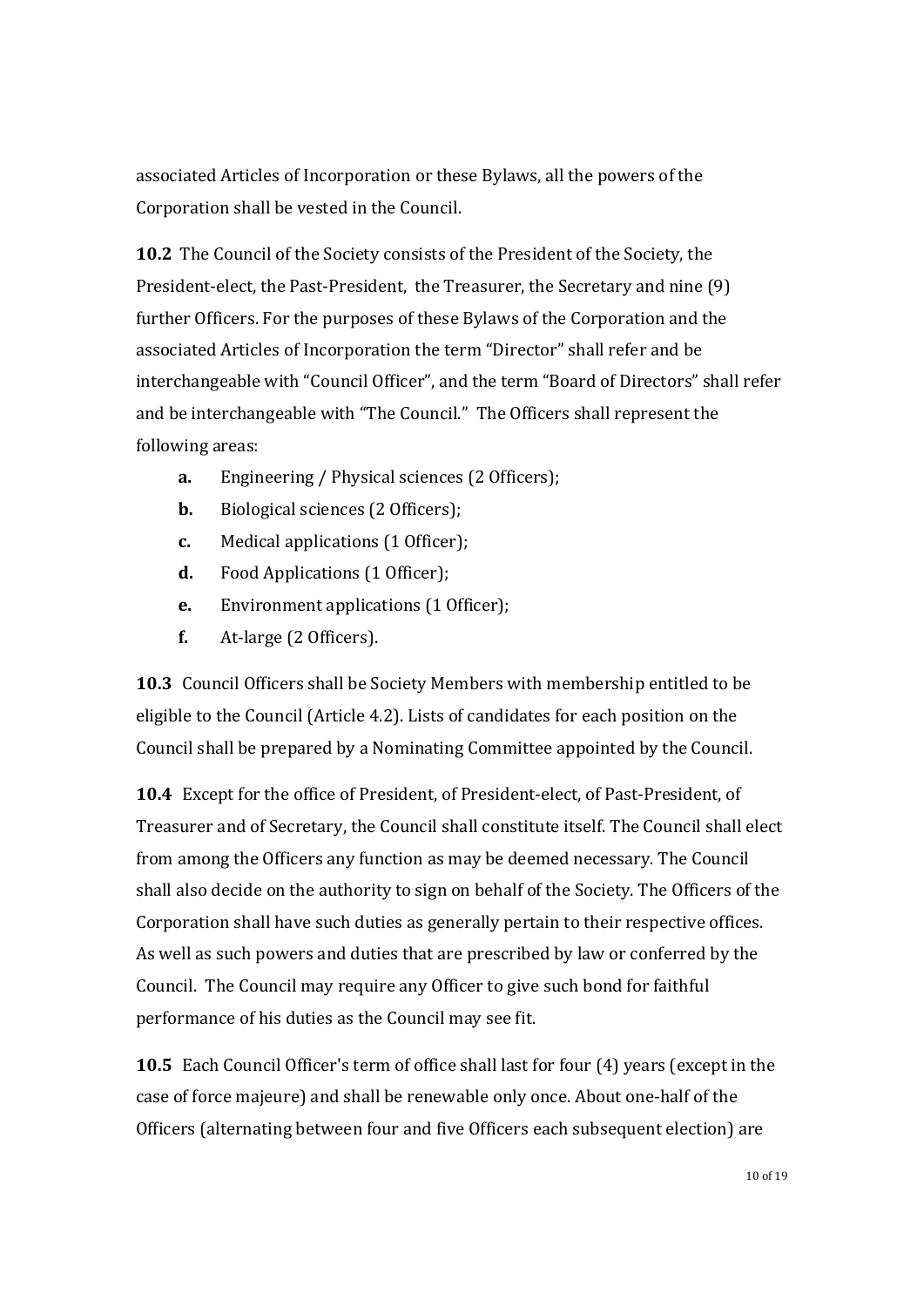associated Articles of Incorporation or these Bylaws, all the powers of the Corporation shall be vested in the Council.

**10.2** The Council of the Society consists of the President of the Society, the President-elect, the Past-President, the Treasurer, the Secretary and nine (9) further Officers. For the purposes of these Bylaws of the Corporation and the associated Articles of Incorporation the term "Director" shall refer and be interchangeable with "Council Officer", and the term "Board of Directors" shall refer and be interchangeable with "The Council." The Officers shall represent the following areas:

- **a.** Engineering / Physical sciences (2 Officers);
- **b.** Biological sciences (2 Officers);
- **c.** Medical applications (1 Officer);
- **d.** Food Applications (1 Officer);
- **e.** Environment applications (1 Officer);
- **f.** At-large (2 Officers).

**10.3** Council Officers shall be Society Members with membership entitled to be eligible to the Council (Article 4.2). Lists of candidates for each position on the Council shall be prepared by a Nominating Committee appointed by the Council.

**10.4** Except for the office of President, of President-elect, of Past-President, of Treasurer and of Secretary, the Council shall constitute itself. The Council shall elect from among the Officers any function as may be deemed necessary. The Council shall also decide on the authority to sign on behalf of the Society. The Officers of the Corporation shall have such duties as generally pertain to their respective offices. As well as such powers and duties that are prescribed by law or conferred by the Council. The Council may require any Officer to give such bond for faithful performance of his duties as the Council may see fit.

**10.5** Each Council Officer's term of office shall last for four (4) years (except in the case of force majeure) and shall be renewable only once. About one-half of the Officers (alternating between four and five Officers each subsequent election) are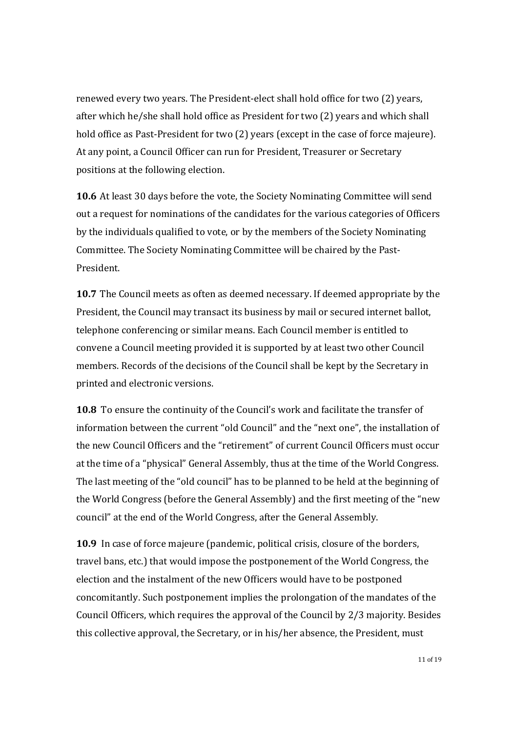renewed every two years. The President-elect shall hold office for two (2) years, after which he/she shall hold office as President for two (2) years and which shall hold office as Past-President for two (2) years (except in the case of force majeure). At any point, a Council Officer can run for President, Treasurer or Secretary positions at the following election.

**10.6** At least 30 days before the vote, the Society Nominating Committee will send out a request for nominations of the candidates for the various categories of Officers by the individuals qualified to vote, or by the members of the Society Nominating Committee. The Society Nominating Committee will be chaired by the Past-President.

**10.7** The Council meets as often as deemed necessary. If deemed appropriate by the President, the Council may transact its business by mail or secured internet ballot, telephone conferencing or similar means. Each Council member is entitled to convene a Council meeting provided it is supported by at least two other Council members. Records of the decisions of the Council shall be kept by the Secretary in printed and electronic versions.

**10.8** To ensure the continuity of the Council's work and facilitate the transfer of information between the current "old Council" and the "next one", the installation of the new Council Officers and the "retirement" of current Council Officers must occur at the time of a "physical" General Assembly, thus at the time of the World Congress. The last meeting of the "old council" has to be planned to be held at the beginning of the World Congress (before the General Assembly) and the first meeting of the "new council" at the end of the World Congress, after the General Assembly.

**10.9** In case of force majeure (pandemic, political crisis, closure of the borders, travel bans, etc.) that would impose the postponement of the World Congress, the election and the instalment of the new Officers would have to be postponed concomitantly. Such postponement implies the prolongation of the mandates of the Council Officers, which requires the approval of the Council by 2/3 majority. Besides this collective approval, the Secretary, or in his/her absence, the President, must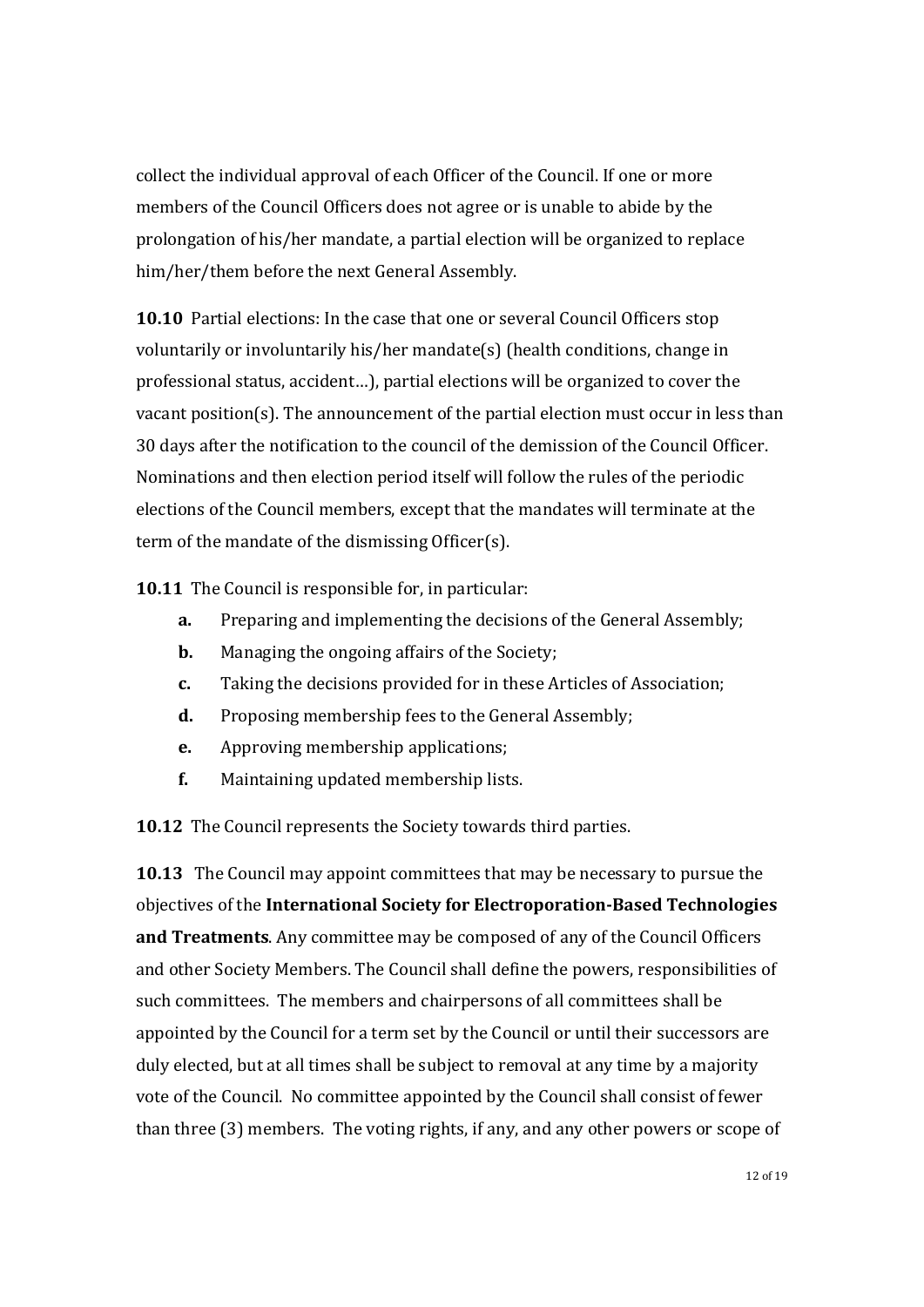collect the individual approval of each Officer of the Council. If one or more members of the Council Officers does not agree or is unable to abide by the prolongation of his/her mandate, a partial election will be organized to replace him/her/them before the next General Assembly.

**10.10** Partial elections: In the case that one or several Council Officers stop voluntarily or involuntarily his/her mandate(s) (health conditions, change in professional status, accident…), partial elections will be organized to cover the vacant position(s). The announcement of the partial election must occur in less than 30 days after the notification to the council of the demission of the Council Officer. Nominations and then election period itself will follow the rules of the periodic elections of the Council members, except that the mandates will terminate at the term of the mandate of the dismissing Officer(s).

**10.11** The Council is responsible for, in particular:

- **a.** Preparing and implementing the decisions of the General Assembly;
- **b.** Managing the ongoing affairs of the Society;
- **c.** Taking the decisions provided for in these Articles of Association;
- **d.** Proposing membership fees to the General Assembly;
- **e.** Approving membership applications;
- **f.** Maintaining updated membership lists.

**10.12** The Council represents the Society towards third parties.

**10.13** The Council may appoint committees that may be necessary to pursue the objectives of the **International Society for Electroporation-Based Technologies and Treatments**. Any committee may be composed of any of the Council Officers and other Society Members. The Council shall define the powers, responsibilities of such committees. The members and chairpersons of all committees shall be appointed by the Council for a term set by the Council or until their successors are duly elected, but at all times shall be subject to removal at any time by a majority vote of the Council. No committee appointed by the Council shall consist of fewer than three (3) members. The voting rights, if any, and any other powers or scope of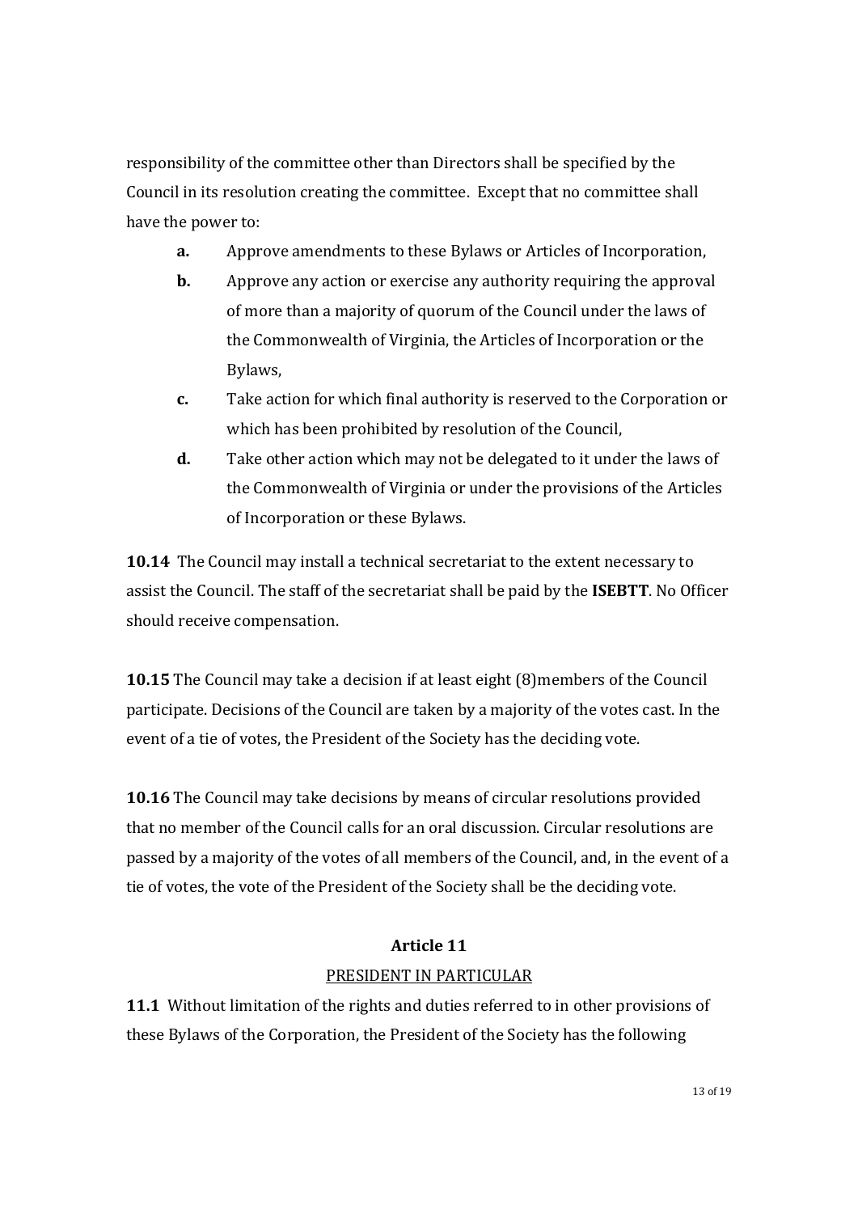responsibility of the committee other than Directors shall be specified by the Council in its resolution creating the committee. Except that no committee shall have the power to:

- **a.** Approve amendments to these Bylaws or Articles of Incorporation,
- **b.** Approve any action or exercise any authority requiring the approval of more than a majority of quorum of the Council under the laws of the Commonwealth of Virginia, the Articles of Incorporation or the Bylaws,
- **c.** Take action for which final authority is reserved to the Corporation or which has been prohibited by resolution of the Council,
- **d.** Take other action which may not be delegated to it under the laws of the Commonwealth of Virginia or under the provisions of the Articles of Incorporation or these Bylaws.

**10.14** The Council may install a technical secretariat to the extent necessary to assist the Council. The staff of the secretariat shall be paid by the **ISEBTT**. No Officer should receive compensation.

**10.15** The Council may take a decision if at least eight (8)members of the Council participate. Decisions of the Council are taken by a majority of the votes cast. In the event of a tie of votes, the President of the Society has the deciding vote.

**10.16** The Council may take decisions by means of circular resolutions provided that no member of the Council calls for an oral discussion. Circular resolutions are passed by a majority of the votes of all members of the Council, and, in the event of a tie of votes, the vote of the President of the Society shall be the deciding vote.

## Article 11

PRESIDENT IN PARTICULAR

**11.1** Without limitation of the rights and duties referred to in other provisions of these Bylaws of the Corporation, the President of the Society has the following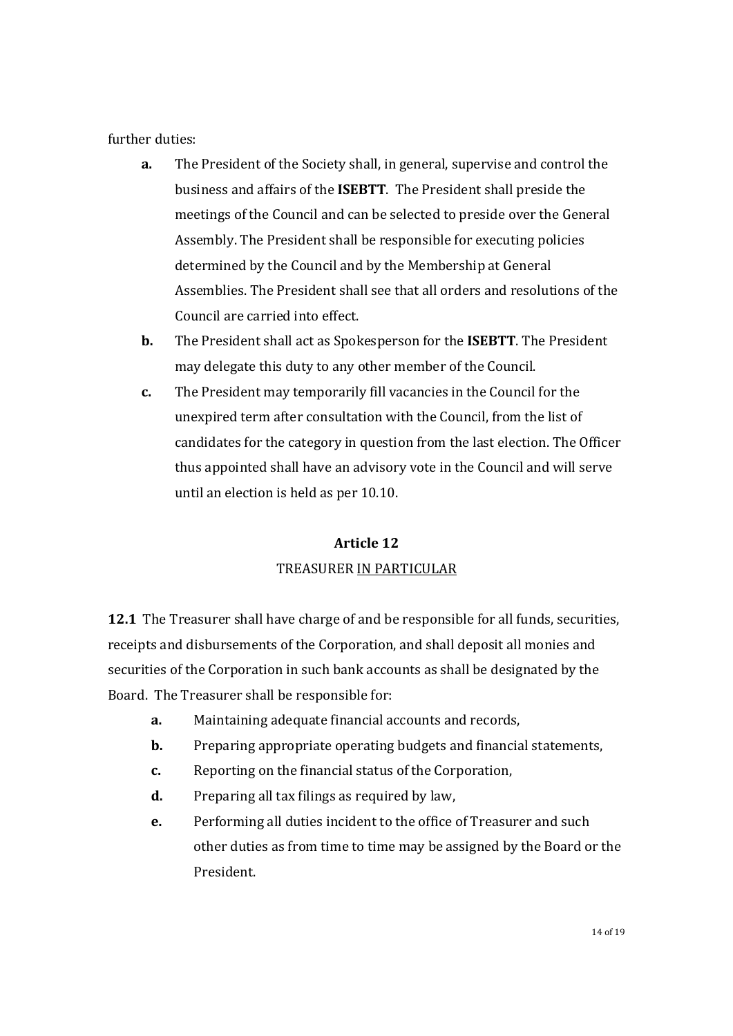further duties:

- **a.** The President of the Society shall, in general, supervise and control the business and affairs of the **ISEBTT**. The President shall preside the meetings of the Council and can be selected to preside over the General Assembly. The President shall be responsible for executing policies determined by the Council and by the Membership at General Assemblies. The President shall see that all orders and resolutions of the Council are carried into effect.
- **b.** The President shall act as Spokesperson for the **ISEBTT**. The President may delegate this duty to any other member of the Council.
- **c.** The President may temporarily fill vacancies in the Council for the unexpired term after consultation with the Council, from the list of candidates for the category in question from the last election. The Officer thus appointed shall have an advisory vote in the Council and will serve until an election is held as per 10.10.

## Article 12

### TREASURER <u>IN PARTICULAR</u>

**12.1** The Treasurer shall have charge of and be responsible for all funds, securities, receipts and disbursements of the Corporation, and shall deposit all monies and securities of the Corporation in such bank accounts as shall be designated by the Board. The Treasurer shall be responsible for:

- **a.** Maintaining adequate financial accounts and records,
- **b.** Preparing appropriate operating budgets and financial statements,
- **c.** Reporting on the financial status of the Corporation,
- **d.** Preparing all tax filings as required by law,
- **e.** Performing all duties incident to the office of Treasurer and such other duties as from time to time may be assigned by the Board or the President.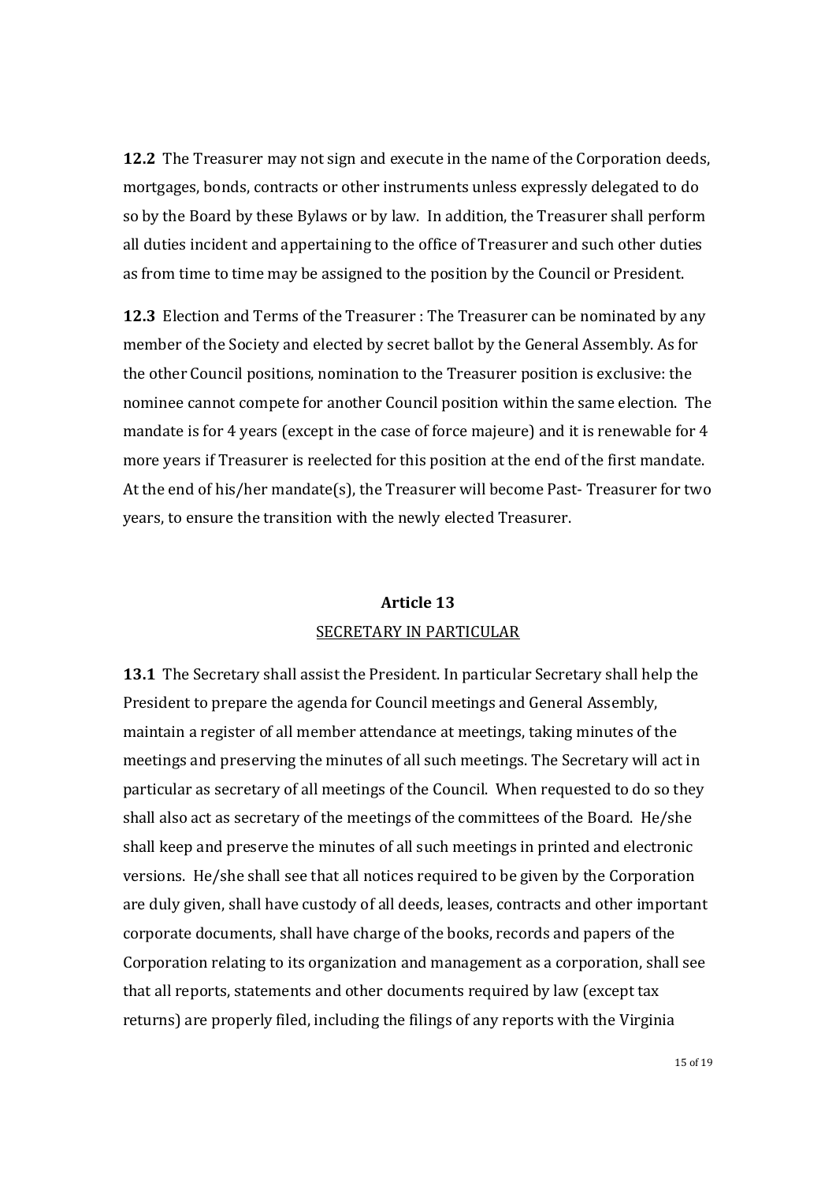**12.2** The Treasurer may not sign and execute in the name of the Corporation deeds, mortgages, bonds, contracts or other instruments unless expressly delegated to do so by the Board by these Bylaws or by law. In addition, the Treasurer shall perform all duties incident and appertaining to the office of Treasurer and such other duties as from time to time may be assigned to the position by the Council or President.

**12.3** Election and Terms of the Treasurer : The Treasurer can be nominated by any member of the Society and elected by secret ballot by the General Assembly. As for the other Council positions, nomination to the Treasurer position is exclusive: the nominee cannot compete for another Council position within the same election. The mandate is for 4 years (except in the case of force majeure) and it is renewable for 4 more years if Treasurer is reelected for this position at the end of the first mandate. At the end of his/her mandate(s), the Treasurer will become Past- Treasurer for two years, to ensure the transition with the newly elected Treasurer.

## Article 13

### SECRETARY IN PARTICULAR

**13.1** The Secretary shall assist the President. In particular Secretary shall help the President to prepare the agenda for Council meetings and General Assembly, maintain a register of all member attendance at meetings, taking minutes of the meetings and preserving the minutes of all such meetings. The Secretary will act in particular as secretary of all meetings of the Council. When requested to do so they shall also act as secretary of the meetings of the committees of the Board. He/she shall keep and preserve the minutes of all such meetings in printed and electronic versions. He/she shall see that all notices required to be given by the Corporation are duly given, shall have custody of all deeds, leases, contracts and other important corporate documents, shall have charge of the books, records and papers of the Corporation relating to its organization and management as a corporation, shall see that all reports, statements and other documents required by law (except tax returns) are properly filed, including the filings of any reports with the Virginia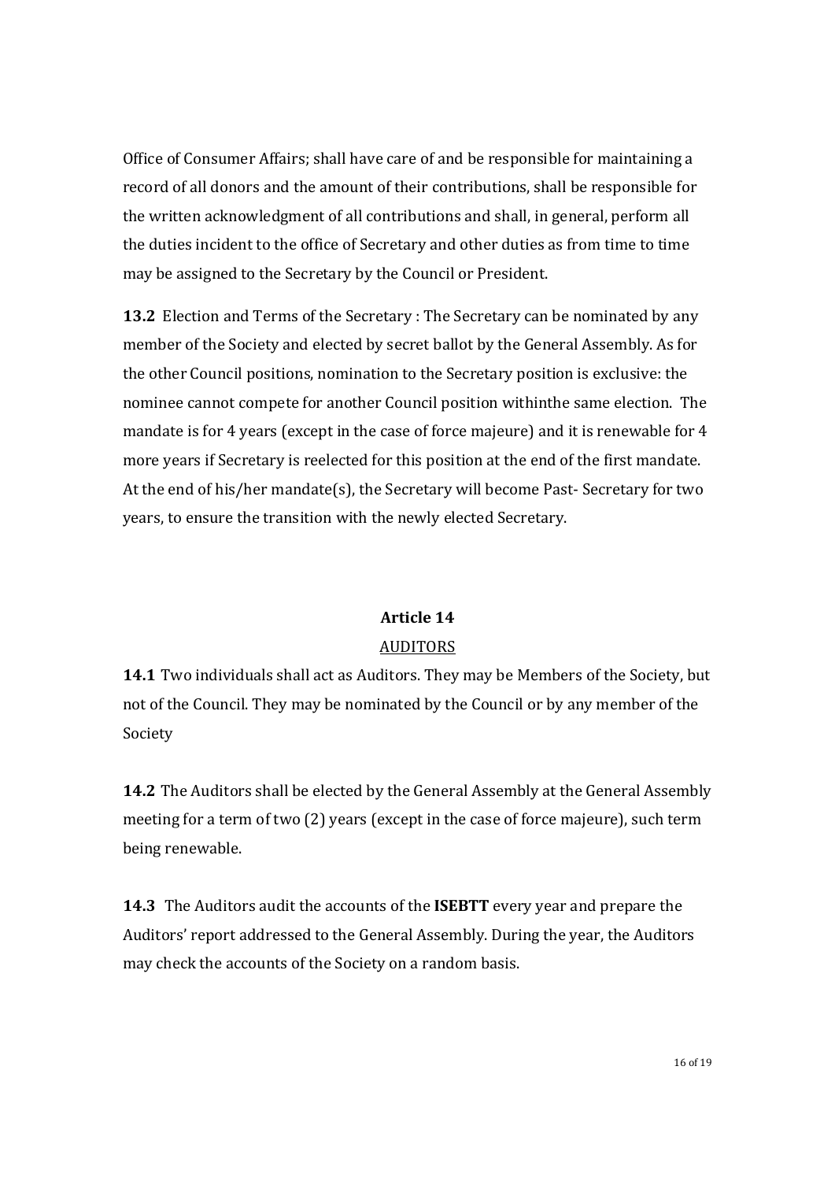Office of Consumer Affairs; shall have care of and be responsible for maintaining a record of all donors and the amount of their contributions, shall be responsible for the written acknowledgment of all contributions and shall, in general, perform all the duties incident to the office of Secretary and other duties as from time to time may be assigned to the Secretary by the Council or President.

**13.2** Election and Terms of the Secretary : The Secretary can be nominated by any member of the Society and elected by secret ballot by the General Assembly. As for the other Council positions, nomination to the Secretary position is exclusive: the nominee cannot compete for another Council position withinthe same election. The mandate is for 4 years (except in the case of force majeure) and it is renewable for 4 more years if Secretary is reelected for this position at the end of the first mandate. At the end of his/her mandate(s), the Secretary will become Past- Secretary for two years, to ensure the transition with the newly elected Secretary.

## Article 14

## AUDITORS

**14.1** Two individuals shall act as Auditors. They may be Members of the Society, but not of the Council. They may be nominated by the Council or by any member of the Society

**14.2** The Auditors shall be elected by the General Assembly at the General Assembly meeting for a term of two (2) years (except in the case of force majeure), such term being renewable.

**14.3** The Auditors audit the accounts of the **ISEBTT** every year and prepare the Auditors' report addressed to the General Assembly. During the year, the Auditors may check the accounts of the Society on a random basis.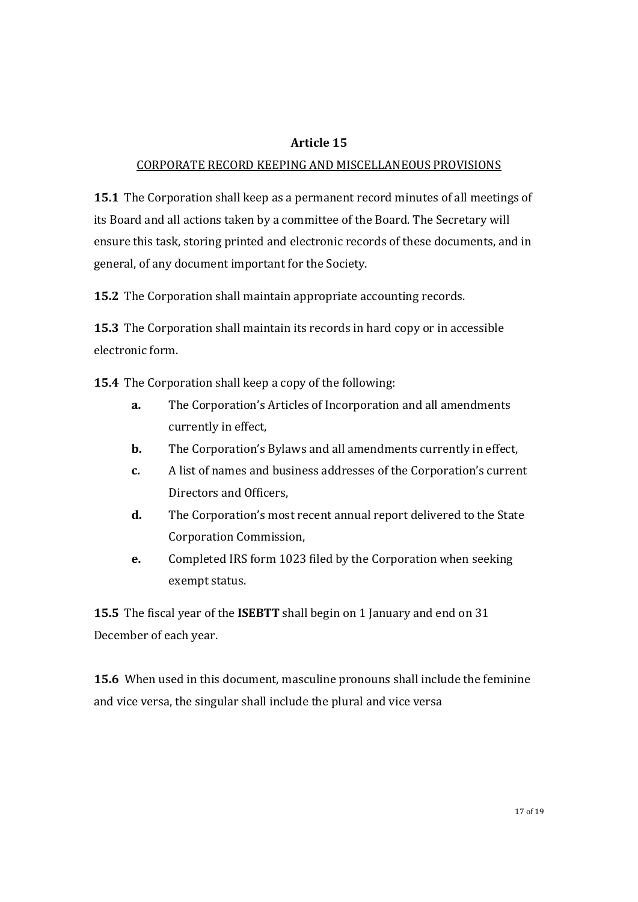## Article 15

CORPORATE RECORD KEEPING AND MISCELLANEOUS PROVISIONS

**15.1** The Corporation shall keep as a permanent record minutes of all meetings of its Board and all actions taken by a committee of the Board. The Secretary will ensure this task, storing printed and electronic records of these documents, and in general, of any document important for the Society.

**15.2** The Corporation shall maintain appropriate accounting records.

**15.3** The Corporation shall maintain its records in hard copy or in accessible electronic form.

**15.4** The Corporation shall keep a copy of the following:

- **a.** The Corporation's Articles of Incorporation and all amendments currently in effect,
- **b.** The Corporation's Bylaws and all amendments currently in effect,
- **c.** A list of names and business addresses of the Corporation's current Directors and Officers,
- **d.** The Corporation's most recent annual report delivered to the State Corporation Commission,
- **e.** Completed IRS form 1023 filed by the Corporation when seeking exempt status.

**15.5** The fiscal year of the **ISEBTT** shall begin on 1 January and end on 31 December of each year.

**15.6** When used in this document, masculine pronouns shall include the feminine and vice versa, the singular shall include the plural and vice versa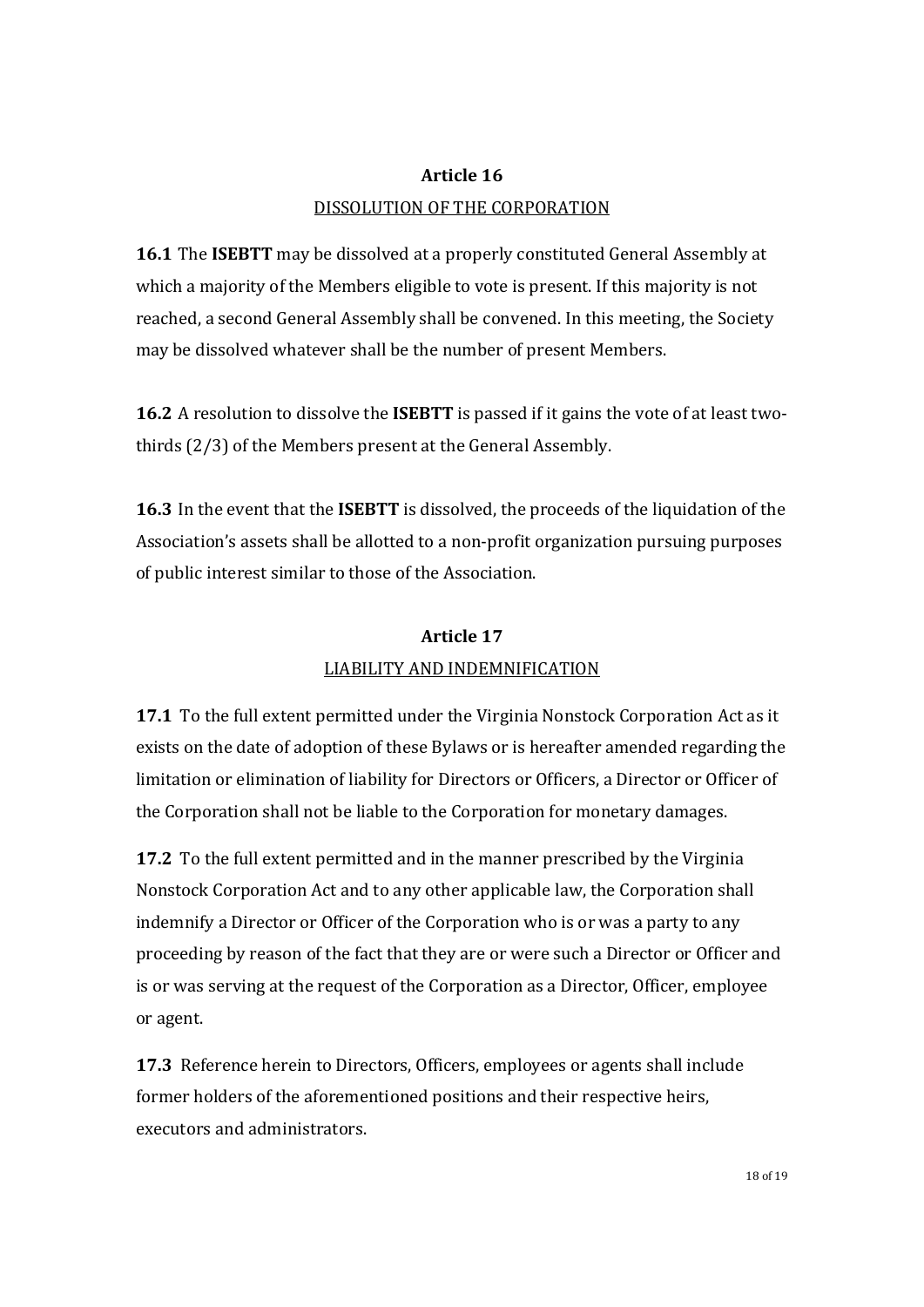## Article 16

DISSOLUTION OF THE CORPORATION

**16.1** The **ISEBTT** may be dissolved at a properly constituted General Assembly at which a majority of the Members eligible to vote is present. If this majority is not reached, a second General Assembly shall be convened. In this meeting, the Society may be dissolved whatever shall be the number of present Members.

**16.2** A resolution to dissolve the **ISEBTT** is passed if it gains the vote of at least two-thirds (2/3) of the Members present at the General Assembly.

**16.3** In the event that the **ISEBTT** is dissolved, the proceeds of the liquidation of the Association's assets shall be allotted to a non-profit organization pursuing purposes of public interest similar to those of the Association.

## Article 17

LIABILITY AND INDEMNIFICATION

**17.1** To the full extent permitted under the Virginia Nonstock Corporation Act as it exists on the date of adoption of these Bylaws or is hereafter amended regarding the limitation or elimination of liability for Directors or Officers, a Director or Officer of the Corporation shall not be liable to the Corporation for monetary damages.

**17.2** To the full extent permitted and in the manner prescribed by the Virginia Nonstock Corporation Act and to any other applicable law, the Corporation shall indemnify a Director or Officer of the Corporation who is or was a party to any proceeding by reason of the fact that they are or were such a Director or Officer and is or was serving at the request of the Corporation as a Director, Officer, employee or agent.

**17.3** Reference herein to Directors, Officers, employees or agents shall include former holders of the aforementioned positions and their respective heirs, executors and administrators.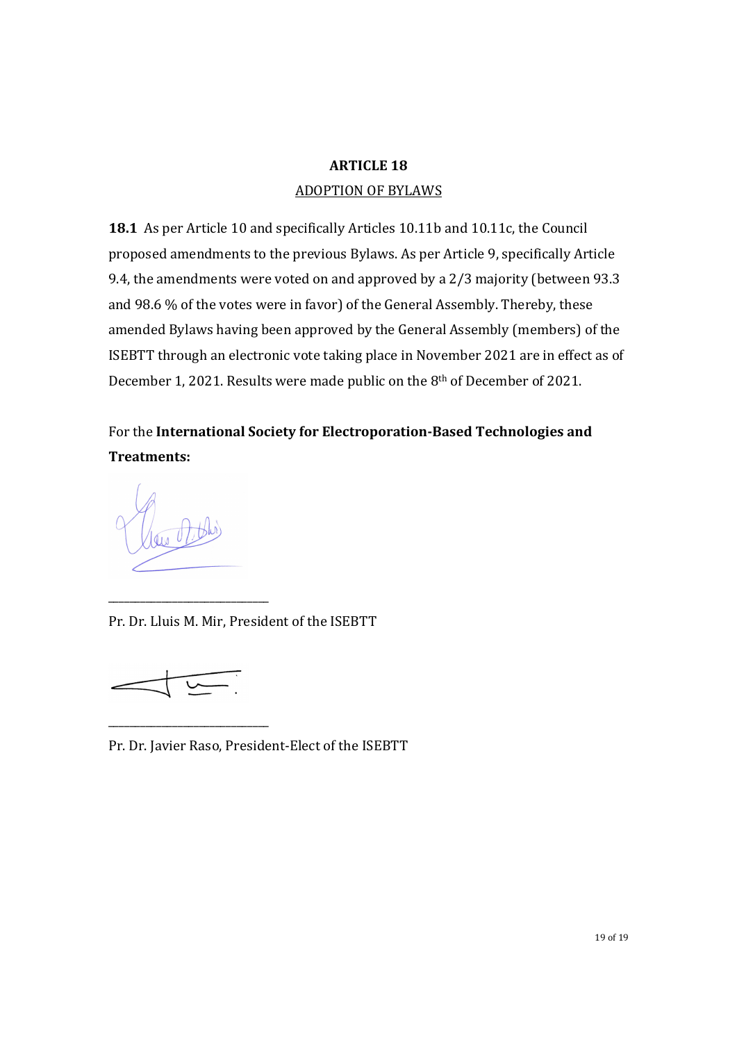## ARTICLE 18

ADOPTION OF BYLAWS

**18.1** As per Article 10 and specifically Articles 10.11b and 10.11c, the Council proposed amendments to the previous Bylaws. As per Article 9, specifically Article 9.4, the amendments were voted on and approved by a 2/3 majority (between 93.3 and 98.6 % of the votes were in favor) of the General Assembly. Thereby, these amended Bylaws having been approved by the General Assembly (members) of the ISEBTT through an electronic vote taking place in November 2021 are in effect as of December 1, 2021. Results were made public on the 8th of December of 2021.

For the **International Society for Electroporation-Based Technologies and Treatments:**

\_\_\_\_\_\_\_\_\_\_\_\_\_\_\_\_\_\_\_\_\_\_\_\_\_\_\_\_\_\_

Pr. Dr. Lluis M. Mir, President of the ISEBTT

\_\_\_\_\_\_\_\_\_\_\_\_\_\_\_\_\_\_\_\_\_\_\_\_\_\_\_\_\_\_

Pr. Dr. Javier Raso, President-Elect of the ISEBTT